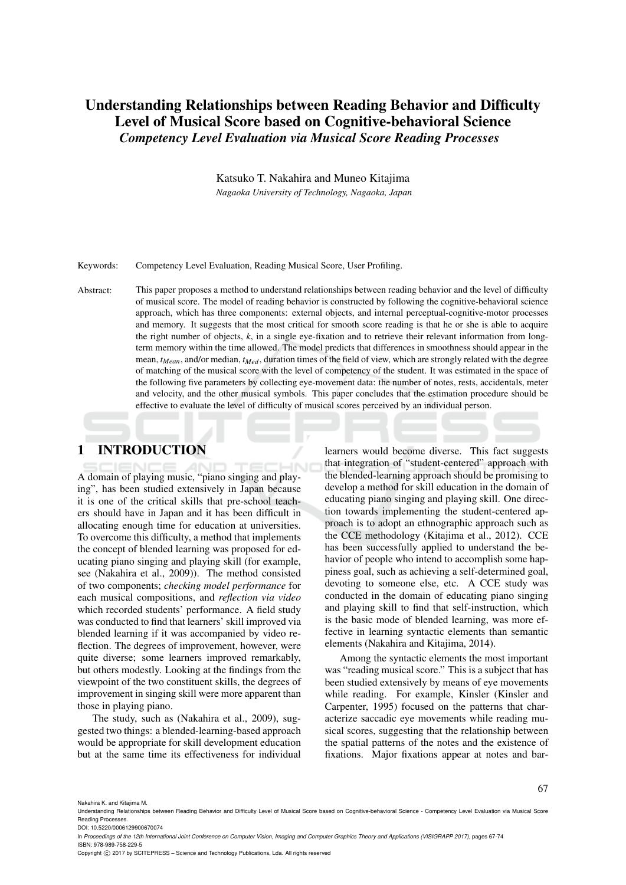# Understanding Relationships between Reading Behavior and Difficulty Level of Musical Score based on Cognitive-behavioral Science

***Competency Level Evaluation via Musical Score Reading Processes***

Katsuko T. Nakahira and Muneo Kitajima

*Nagaoka University of Technology, Nagaoka, Japan*

Keywords: Competency Level Evaluation, Reading Musical Score, User Profiling.

Abstract: This paper proposes a method to understand relationships between reading behavior and the level of difficulty of musical score. The model of reading behavior is constructed by following the cognitive-behavioral science approach, which has three components: external objects, and internal perceptual-cognitive-motor processes and memory. It suggests that the most critical for smooth score reading is that he or she is able to acquire the right number of objects, $k$, in a single eye-fixation and to retrieve their relevant information from long-term memory within the time allowed. The model predicts that differences in smoothness should appear in the mean, $t_{Mean}$, and/or median, $t_{Med}$, duration times of the field of view, which are strongly related with the degree of matching of the musical score with the level of competency of the student. It was estimated in the space of the following five parameters by collecting eye-movement data: the number of notes, rests, accidentals, meter and velocity, and the other musical symbols. This paper concludes that the estimation procedure should be effective to evaluate the level of difficulty of musical scores perceived by an individual person.

## 1 INTRODUCTION

A domain of playing music, "piano singing and playing", has been studied extensively in Japan because it is one of the critical skills that pre-school teachers should have in Japan and it has been difficult in allocating enough time for education at universities. To overcome this difficulty, a method that implements the concept of blended learning was proposed for educating piano singing and playing skill (for example, see (Nakahira et al., 2009)). The method consisted of two components; *checking model performance* for each musical compositions, and *reflection via video* which recorded students' performance. A field study was conducted to find that learners' skill improved via blended learning if it was accompanied by video reflection. The degrees of improvement, however, were quite diverse; some learners improved remarkably, but others modestly. Looking at the findings from the viewpoint of the two constituent skills, the degrees of improvement in singing skill were more apparent than those in playing piano.

The study, such as (Nakahira et al., 2009), suggested two things: a blended-learning-based approach would be appropriate for skill development education but at the same time its effectiveness for individual learners would become diverse. This fact suggests that integration of "student-centered" approach with the blended-learning approach should be promising to develop a method for skill education in the domain of educating piano singing and playing skill. One direction towards implementing the student-centered approach is to adopt an ethnographic approach such as the CCE methodology (Kitajima et al., 2012). CCE has been successfully applied to understand the behavior of people who intend to accomplish some happiness goal, such as achieving a self-determined goal, devoting to someone else, etc. A CCE study was conducted in the domain of educating piano singing and playing skill to find that self-instruction, which is the basic mode of blended learning, was more effective in learning syntactic elements than semantic elements (Nakahira and Kitajima, 2014).

Among the syntactic elements the most important was "reading musical score." This is a subject that has been studied extensively by means of eye movements while reading. For example, Kinsler (Kinsler and Carpenter, 1995) focused on the patterns that characterize saccadic eye movements while reading musical scores, suggesting that the relationship between the spatial patterns of the notes and the existence of fixations. Major fixations appear at notes and bar-

Nakahira K. and Kitajima M.
Understanding Relationships between Reading Behavior and Difficulty Level of Musical Score based on Cognitive-behavioral Science - Competency Level Evaluation via Musical Score Reading Processes.
DOI: 10.5220/0006129900670074
In *Proceedings of the 12th International Joint Conference on Computer Vision, Imaging and Computer Graphics Theory and Applications (VISIGRAPP 2017)*, pages 67-74
ISBN: 978-989-758-229-5
Copyright © 2017 by SCITEPRESS – Science and Technology Publications, Lda. All rights reserved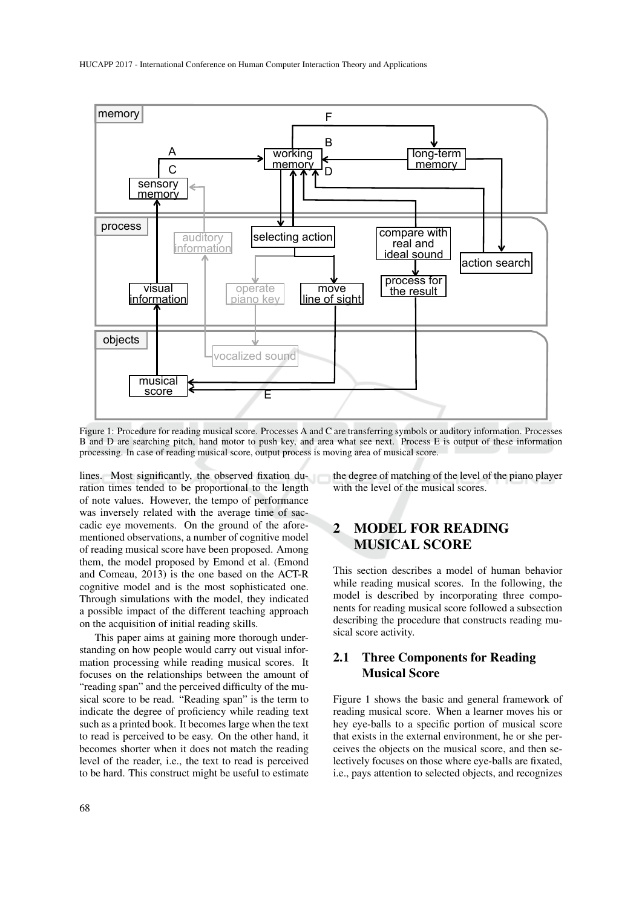Figure 1: Procedure for reading musical score. Processes A and C are transferring symbols or auditory information. Processes B and D are searching pitch, hand motor to push key, and area what see next. Process E is output of these information processing. In case of reading musical score, output process is moving area of musical score.

lines. Most significantly, the observed fixation duration times tended to be proportional to the length of note values. However, the tempo of performance was inversely related with the average time of saccadic eye movements. On the ground of the aforementioned observations, a number of cognitive model of reading musical score have been proposed. Among them, the model proposed by Emond et al. (Emond and Comeau, 2013) is the one based on the ACT-R cognitive model and is the most sophisticated one. Through simulations with the model, they indicated a possible impact of the different teaching approach on the acquisition of initial reading skills.

This paper aims at gaining more thorough understanding on how people would carry out visual information processing while reading musical scores. It focuses on the relationships between the amount of "reading span" and the perceived difficulty of the musical score to be read. "Reading span" is the term to indicate the degree of proficiency while reading text such as a printed book. It becomes large when the text to read is perceived to be easy. On the other hand, it becomes shorter when it does not match the reading level of the reader, i.e., the text to read is perceived to be hard. This construct might be useful to estimate the degree of matching of the level of the piano player with the level of the musical scores.

## 2 MODEL FOR READING MUSICAL SCORE

This section describes a model of human behavior while reading musical scores. In the following, the model is described by incorporating three components for reading musical score followed a subsection describing the procedure that constructs reading musical score activity.

### 2.1 Three Components for Reading Musical Score

Figure 1 shows the basic and general framework of reading musical score. When a learner moves his or hey eye-balls to a specific portion of musical score that exists in the external environment, he or she perceives the objects on the musical score, and then selectively focuses on those where eye-balls are fixated, i.e., pays attention to selected objects, and recognizes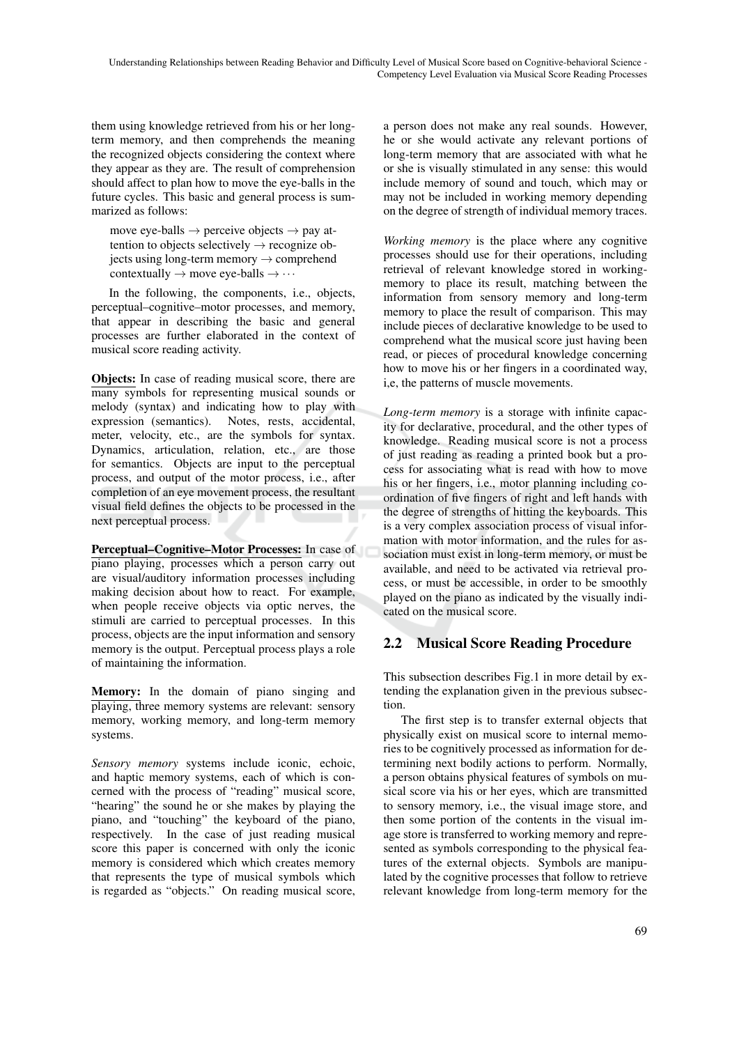them using knowledge retrieved from his or her long-term memory, and then comprehends the meaning the recognized objects considering the context where they appear as they are. The result of comprehension should affect to plan how to move the eye-balls in the future cycles. This basic and general process is summarized as follows:

> move eye-balls → perceive objects → pay attention to objects selectively → recognize objects using long-term memory → comprehend contextually → move eye-balls → ⋯

In the following, the components, i.e., objects, perceptual–cognitive–motor processes, and memory, that appear in describing the basic and general processes are further elaborated in the context of musical score reading activity.

**Objects:** In case of reading musical score, there are many symbols for representing musical sounds or melody (syntax) and indicating how to play with expression (semantics). Notes, rests, accidental, meter, velocity, etc., are the symbols for syntax. Dynamics, articulation, relation, etc., are those for semantics. Objects are input to the perceptual process, and output of the motor process, i.e., after completion of an eye movement process, the resultant visual field defines the objects to be processed in the next perceptual process.

**Perceptual–Cognitive–Motor Processes:** In case of piano playing, processes which a person carry out are visual/auditory information processes including making decision about how to react. For example, when people receive objects via optic nerves, the stimuli are carried to perceptual processes. In this process, objects are the input information and sensory memory is the output. Perceptual process plays a role of maintaining the information.

**Memory:** In the domain of piano singing and playing, three memory systems are relevant: sensory memory, working memory, and long-term memory systems.

*Sensory memory* systems include iconic, echoic, and haptic memory systems, each of which is concerned with the process of "reading" musical score, "hearing" the sound he or she makes by playing the piano, and "touching" the keyboard of the piano, respectively. In the case of just reading musical score this paper is concerned with only the iconic memory is considered which which creates memory that represents the type of musical symbols which is regarded as "objects." On reading musical score, a person does not make any real sounds. However, he or she would activate any relevant portions of long-term memory that are associated with what he or she is visually stimulated in any sense: this would include memory of sound and touch, which may or may not be included in working memory depending on the degree of strength of individual memory traces.

*Working memory* is the place where any cognitive processes should use for their operations, including retrieval of relevant knowledge stored in working-memory to place its result, matching between the information from sensory memory and long-term memory to place the result of comparison. This may include pieces of declarative knowledge to be used to comprehend what the musical score just having been read, or pieces of procedural knowledge concerning how to move his or her fingers in a coordinated way, i,e, the patterns of muscle movements.

*Long-term memory* is a storage with infinite capacity for declarative, procedural, and the other types of knowledge. Reading musical score is not a process of just reading as reading a printed book but a process for associating what is read with how to move his or her fingers, i.e., motor planning including coordination of five fingers of right and left hands with the degree of strengths of hitting the keyboards. This is a very complex association process of visual information with motor information, and the rules for association must exist in long-term memory, or must be available, and need to be activated via retrieval process, or must be accessible, in order to be smoothly played on the piano as indicated by the visually indicated on the musical score.

## 2.2 Musical Score Reading Procedure

This subsection describes Fig.1 in more detail by extending the explanation given in the previous subsection.

The first step is to transfer external objects that physically exist on musical score to internal memories to be cognitively processed as information for determining next bodily actions to perform. Normally, a person obtains physical features of symbols on musical score via his or her eyes, which are transmitted to sensory memory, i.e., the visual image store, and then some portion of the contents in the visual image store is transferred to working memory and represented as symbols corresponding to the physical features of the external objects. Symbols are manipulated by the cognitive processes that follow to retrieve relevant knowledge from long-term memory for the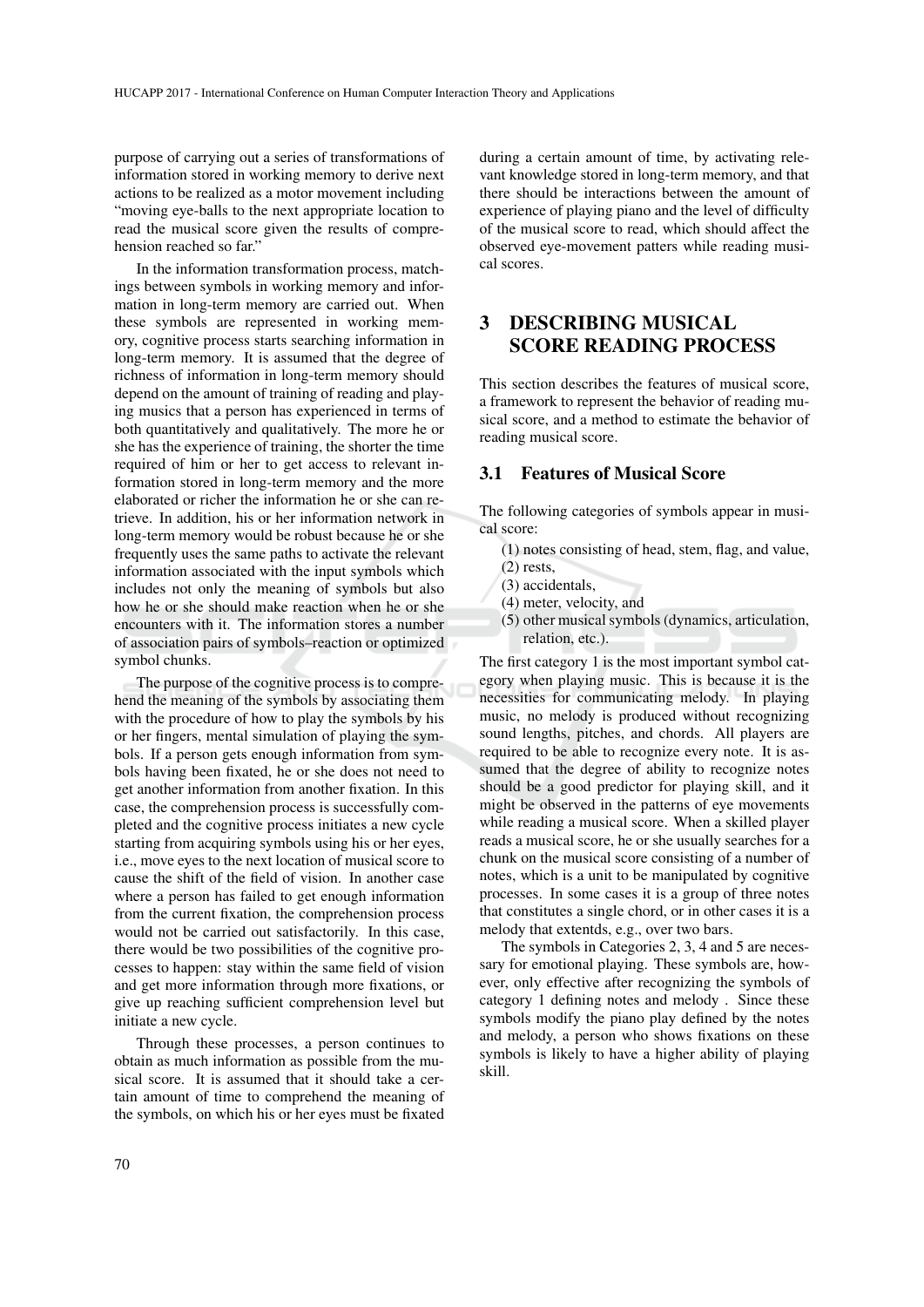purpose of carrying out a series of transformations of information stored in working memory to derive next actions to be realized as a motor movement including "moving eye-balls to the next appropriate location to read the musical score given the results of comprehension reached so far."

In the information transformation process, matchings between symbols in working memory and information in long-term memory are carried out. When these symbols are represented in working memory, cognitive process starts searching information in long-term memory. It is assumed that the degree of richness of information in long-term memory should depend on the amount of training of reading and playing musics that a person has experienced in terms of both quantitatively and qualitatively. The more he or she has the experience of training, the shorter the time required of him or her to get access to relevant information stored in long-term memory and the more elaborated or richer the information he or she can retrieve. In addition, his or her information network in long-term memory would be robust because he or she frequently uses the same paths to activate the relevant information associated with the input symbols which includes not only the meaning of symbols but also how he or she should make reaction when he or she encounters with it. The information stores a number of association pairs of symbols–reaction or optimized symbol chunks.

The purpose of the cognitive process is to comprehend the meaning of the symbols by associating them with the procedure of how to play the symbols by his or her fingers, mental simulation of playing the symbols. If a person gets enough information from symbols having been fixated, he or she does not need to get another information from another fixation. In this case, the comprehension process is successfully completed and the cognitive process initiates a new cycle starting from acquiring symbols using his or her eyes, i.e., move eyes to the next location of musical score to cause the shift of the field of vision. In another case where a person has failed to get enough information from the current fixation, the comprehension process would not be carried out satisfactorily. In this case, there would be two possibilities of the cognitive processes to happen: stay within the same field of vision and get more information through more fixations, or give up reaching sufficient comprehension level but initiate a new cycle.

Through these processes, a person continues to obtain as much information as possible from the musical score. It is assumed that it should take a certain amount of time to comprehend the meaning of the symbols, on which his or her eyes must be fixated during a certain amount of time, by activating relevant knowledge stored in long-term memory, and that there should be interactions between the amount of experience of playing piano and the level of difficulty of the musical score to read, which should affect the observed eye-movement patters while reading musical scores.

## 3 DESCRIBING MUSICAL SCORE READING PROCESS

This section describes the features of musical score, a framework to represent the behavior of reading musical score, and a method to estimate the behavior of reading musical score.

### 3.1 Features of Musical Score

The following categories of symbols appear in musical score:

(1) notes consisting of head, stem, flag, and value,
(2) rests,
(3) accidentals,
(4) meter, velocity, and
(5) other musical symbols (dynamics, articulation, relation, etc.).

The first category 1 is the most important symbol category when playing music. This is because it is the necessities for communicating melody. In playing music, no melody is produced without recognizing sound lengths, pitches, and chords. All players are required to be able to recognize every note. It is assumed that the degree of ability to recognize notes should be a good predictor for playing skill, and it might be observed in the patterns of eye movements while reading a musical score. When a skilled player reads a musical score, he or she usually searches for a chunk on the musical score consisting of a number of notes, which is a unit to be manipulated by cognitive processes. In some cases it is a group of three notes that constitutes a single chord, or in other cases it is a melody that extentds, e.g., over two bars.

The symbols in Categories 2, 3, 4 and 5 are necessary for emotional playing. These symbols are, however, only effective after recognizing the symbols of category 1 defining notes and melody . Since these symbols modify the piano play defined by the notes and melody, a person who shows fixations on these symbols is likely to have a higher ability of playing skill.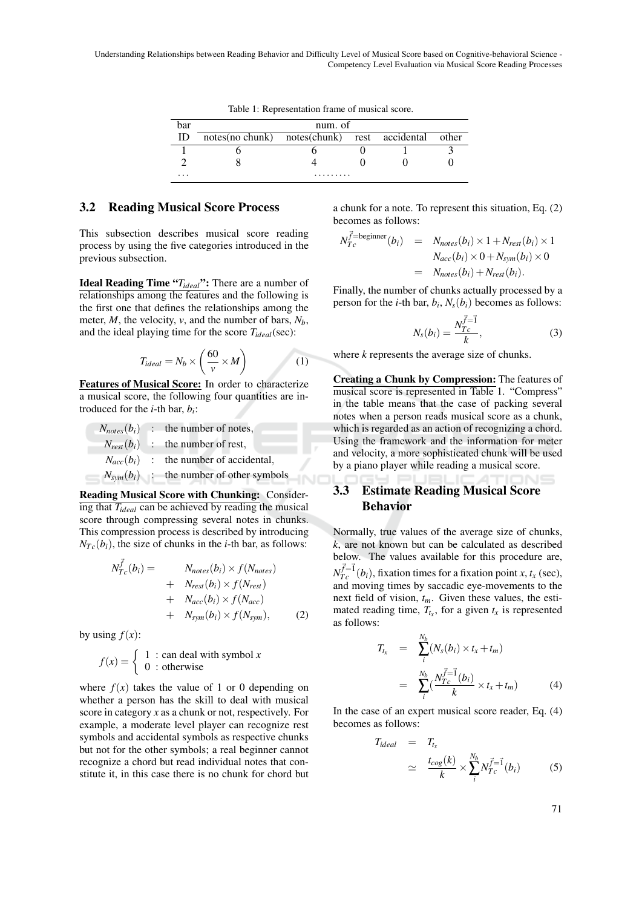Table 1: Representation frame of musical score.

| bar ID | num. of notes(no chunk) | notes(chunk) | rest | accidental | other |
|---|---|---|---|---|---|
| 1 | 6 | 6 | 0 | 1 | 3 |
| 2 | 8 | 4 | 0 | 0 | 0 |
| ... | ......... | | | | |

### 3.2 Reading Musical Score Process

This subsection describes musical score reading process by using the five categories introduced in the previous subsection.

**Ideal Reading Time "$T_{ideal}$":** There are a number of relationships among the features and the following is the first one that defines the relationships among the meter, $M$, the velocity, $v$, and the number of bars, $N_b$, and the ideal playing time for the score $T_{ideal}$(sec):

$$T_{ideal} = N_b \times \left( \frac{60}{v} \times M \right) \tag{1}$$

**Features of Musical Score:** In order to characterize a musical score, the following four quantities are introduced for the $i$-th bar, $b_i$:

- $N_{notes}(b_i)$ : the number of notes,
- $N_{rest}(b_i)$ : the number of rest,
- $N_{acc}(b_i)$ : the number of accidental,
- $N_{sym}(b_i)$ : the number of other symbols

**Reading Musical Score with Chunking:** Considering that $T_{ideal}$ can be achieved by reading the musical score through compressing several notes in chunks. This compression process is described by introducing $N_{Tc}(b_i)$, the size of chunks in the $i$-th bar, as follows:

$$\begin{aligned} N_{Tc}^{\vec{f}}(b_i) = & \quad N_{notes}(b_i) \times f(N_{notes}) \\ & + \quad N_{rest}(b_i) \times f(N_{rest}) \\ & + \quad N_{acc}(b_i) \times f(N_{acc}) \\ & + \quad N_{sym}(b_i) \times f(N_{sym}), \end{aligned} \tag{2}$$

by using $f(x)$:

$$f(x) = \begin{cases} 1 & : \text{can deal with symbol } x \\ 0 & : \text{otherwise} \end{cases}$$

where $f(x)$ takes the value of 1 or 0 depending on whether a person has the skill to deal with musical score in category $x$ as a chunk or not, respectively. For example, a moderate level player can recognize rest symbols and accidental symbols as respective chunks but not for the other symbols; a real beginner cannot recognize a chord but read individual notes that constitute it, in this case there is no chunk for chord but a chunk for a note. To represent this situation, Eq. (2) becomes as follows:

$$\begin{aligned} N_{Tc}^{\vec{f}=\text{beginner}}(b_i) &= N_{notes}(b_i) \times 1 + N_{rest}(b_i) \times 1 \\ & \quad N_{acc}(b_i) \times 0 + N_{sym}(b_i) \times 0 \\ &= N_{notes}(b_i) + N_{rest}(b_i). \end{aligned}$$

Finally, the number of chunks actually processed by a person for the $i$-th bar, $b_i$, $N_s(b_i)$ becomes as follows:

$$N_s(b_i) = \frac{N_{Tc}^{\vec{f}=\vec{1}}}{k}, \tag{3}$$

where $k$ represents the average size of chunks.

**Creating a Chunk by Compression:** The features of musical score is represented in Table 1. "Compress" in the table means that the case of packing several notes when a person reads musical score as a chunk, which is regarded as an action of recognizing a chord. Using the framework and the information for meter and velocity, a more sophisticated chunk will be used by a piano player while reading a musical score.

### 3.3 Estimate Reading Musical Score Behavior

Normally, true values of the average size of chunks, $k$, are not known but can be calculated as described below. The values available for this procedure are, $N_{Tc}^{\vec{f}=\vec{1}}(b_i)$, fixation times for a fixation point $x$, $t_x$ (sec), and moving times by saccadic eye-movements to the next field of vision, $t_m$. Given these values, the estimated reading time, $T_{t_x}$, for a given $t_x$ is represented as follows:

$$\begin{aligned} T_{t_x} &= \sum_{i}^{N_b} (N_s(b_i) \times t_x + t_m) \\ &= \sum_{i}^{N_b} \left( \frac{N_{Tc}^{\vec{f}=\vec{1}}(b_i)}{k} \times t_x + t_m \right) \end{aligned} \tag{4}$$

In the case of an expert musical score reader, Eq. (4) becomes as follows:

$$\begin{aligned} T_{ideal} &= T_{t_x} \\ &\simeq \frac{t_{cog}(k)}{k} \times \sum_{i}^{N_b} N_{Tc}^{\vec{f}=\vec{1}}(b_i) \end{aligned} \tag{5}$$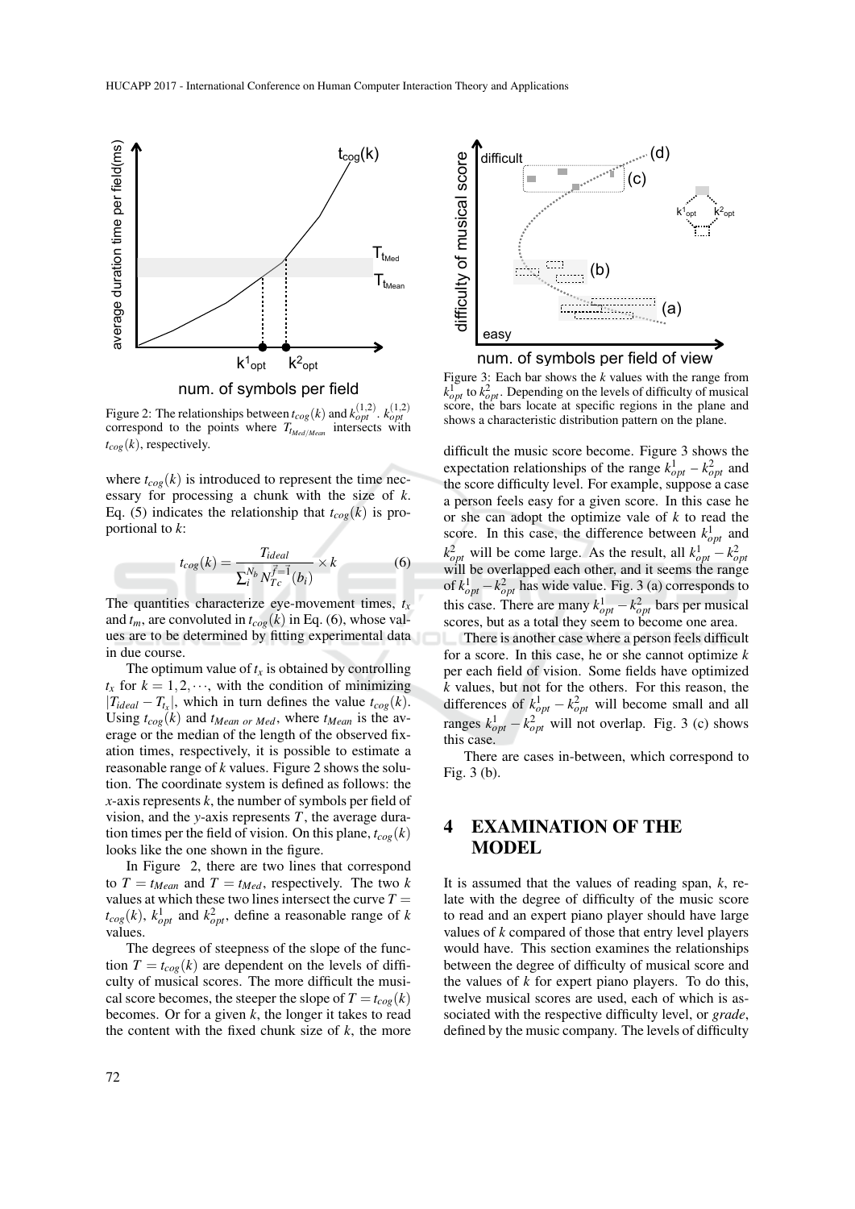Figure 2: The relationships between $t_{cog}(k)$ and $k_{opt}^{(1,2)}$. $k_{opt}^{(1,2)}$ correspond to the points where $T_{t_{Med/Mean}}$ intersects with $t_{cog}(k)$, respectively.

where $t_{cog}(k)$ is introduced to represent the time necessary for processing a chunk with the size of $k$. Eq. (5) indicates the relationship that $t_{cog}(k)$ is proportional to $k$:

$$t_{cog}(k) = \frac{T_{ideal}}{\sum_i^{N_b} N_{Tc}^{\vec{f}=\vec{1}}(b_i)} \times k \tag{6}$$

The quantities characterize eye-movement times, $t_x$ and $t_m$, are convoluted in $t_{cog}(k)$ in Eq. (6), whose values are to be determined by fitting experimental data in due course.

The optimum value of $t_x$ is obtained by controlling $t_x$ for $k = 1, 2, \cdots$, with the condition of minimizing $|T_{ideal} - T_{t_x}|$, which in turn defines the value $t_{cog}(k)$. Using $t_{cog}(k)$ and $t_{Mean\ or\ Med}$, where $t_{Mean}$ is the average or the median of the length of the observed fixation times, respectively, it is possible to estimate a reasonable range of $k$ values. Figure 2 shows the solution. The coordinate system is defined as follows: the $x$-axis represents $k$, the number of symbols per field of vision, and the $y$-axis represents $T$, the average duration times per the field of vision. On this plane, $t_{cog}(k)$ looks like the one shown in the figure.

In Figure 2, there are two lines that correspond to $T = t_{Mean}$ and $T = t_{Med}$, respectively. The two $k$ values at which these two lines intersect the curve $T = t_{cog}(k)$, $k_{opt}^1$ and $k_{opt}^2$, define a reasonable range of $k$ values.

The degrees of steepness of the slope of the function $T = t_{cog}(k)$ are dependent on the levels of difficulty of musical scores. The more difficult the musical score becomes, the steeper the slope of $T = t_{cog}(k)$ becomes. Or for a given $k$, the longer it takes to read the content with the fixed chunk size of $k$, the more difficult the music score become. Figure 3 shows the expectation relationships of the range $k_{opt}^1 - k_{opt}^2$ and the score difficulty level. For example, suppose a case a person feels easy for a given score. In this case he or she can adopt the optimize vale of $k$ to read the score. In this case, the difference between $k_{opt}^1$ and $k_{opt}^2$ will be come large. As the result, all $k_{opt}^1 - k_{opt}^2$ will be overlapped each other, and it seems the range of $k_{opt}^1 - k_{opt}^2$ has wide value. Fig. 3 (a) corresponds to this case. There are many $k_{opt}^1 - k_{opt}^2$ bars per musical scores, but as a total they seem to become one area.

Figure 3: Each bar shows the $k$ values with the range from $k_{opt}^1$ to $k_{opt}^2$. Depending on the levels of difficulty of musical score, the bars locate at specific regions in the plane and shows a characteristic distribution pattern on the plane.

There is another case where a person feels difficult for a score. In this case, he or she cannot optimize $k$ per each field of vision. Some fields have optimized $k$ values, but not for the others. For this reason, the differences of $k_{opt}^1 - k_{opt}^2$ will become small and all ranges $k_{opt}^1 - k_{opt}^2$ will not overlap. Fig. 3 (c) shows this case.

There are cases in-between, which correspond to Fig. 3 (b).

## 4 EXAMINATION OF THE MODEL

It is assumed that the values of reading span, $k$, relate with the degree of difficulty of the music score to read and an expert piano player should have large values of $k$ compared of those that entry level players would have. This section examines the relationships between the degree of difficulty of musical score and the values of $k$ for expert piano players. To do this, twelve musical scores are used, each of which is associated with the respective difficulty level, or *grade*, defined by the music company. The levels of difficulty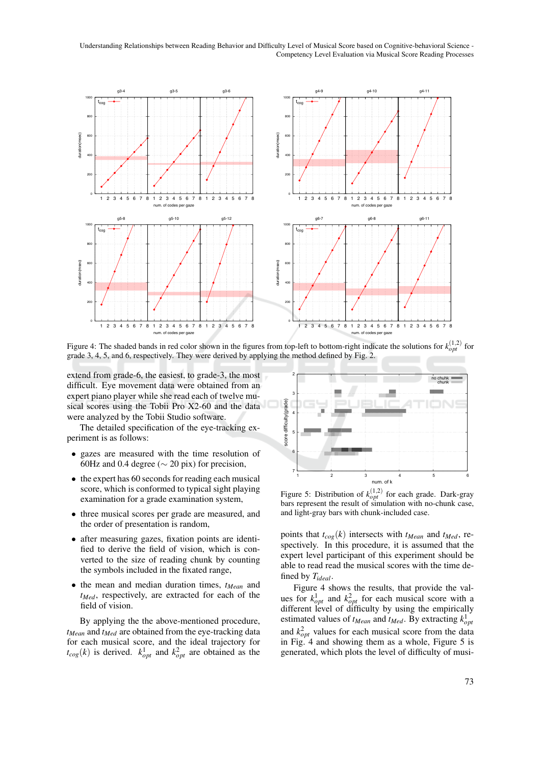Figure 4: The shaded bands in red color shown in the figures from top-left to bottom-right indicate the solutions for $k_{opt}^{(1,2)}$ for grade 3, 4, 5, and 6, respectively. They were derived by applying the method defined by Fig. 2.

extend from grade-6, the easiest, to grade-3, the most difficult. Eye movement data were obtained from an expert piano player while she read each of twelve musical scores using the Tobii Pro X2-60 and the data were analyzed by the Tobii Studio software.

The detailed specification of the eye-tracking experiment is as follows:

- gazes are measured with the time resolution of 60Hz and 0.4 degree ($\sim$ 20 pix) for precision,
- the expert has 60 seconds for reading each musical score, which is conformed to typical sight playing examination for a grade examination system,
- three musical scores per grade are measured, and the order of presentation is random,
- after measuring gazes, fixation points are identified to derive the field of vision, which is converted to the size of reading chunk by counting the symbols included in the fixated range,
- the mean and median duration times, $t_{Mean}$ and $t_{Med}$, respectively, are extracted for each of the field of vision.

By applying the the above-mentioned procedure, $t_{Mean}$ and $t_{Med}$ are obtained from the eye-tracking data for each musical score, and the ideal trajectory for $t_{cog}(k)$ is derived. $k_{opt}^{1}$ and $k_{opt}^{2}$ are obtained as the points that $t_{cog}(k)$ intersects with $t_{Mean}$ and $t_{Med}$, respectively. In this procedure, it is assumed that the expert level participant of this experiment should be able to read read the musical scores with the time defined by $T_{ideal}$.

Figure 5: Distribution of $k_{opt}^{(1,2)}$ for each grade. Dark-gray bars represent the result of simulation with no-chunk case, and light-gray bars with chunk-included case.

Figure 4 shows the results, that provide the values for $k_{opt}^{1}$ and $k_{opt}^{2}$ for each musical score with a different level of difficulty by using the empirically estimated values of $t_{Mean}$ and $t_{Med}$. By extracting $k_{opt}^{1}$ and $k_{opt}^{2}$ values for each musical score from the data in Fig. 4 and showing them as a whole, Figure 5 is generated, which plots the level of difficulty of musi-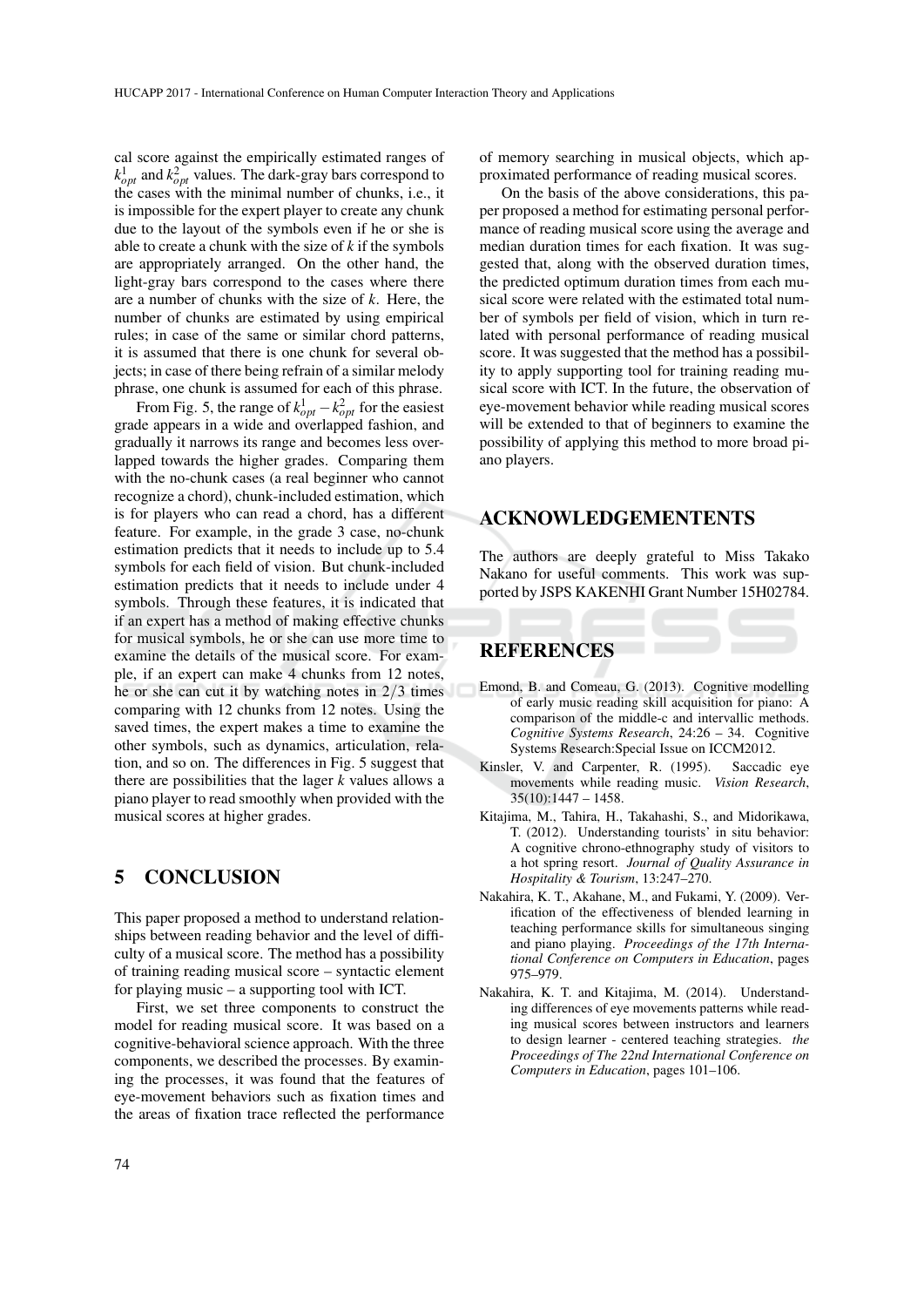cal score against the empirically estimated ranges of $k^1_{opt}$ and $k^2_{opt}$ values. The dark-gray bars correspond to the cases with the minimal number of chunks, i.e., it is impossible for the expert player to create any chunk due to the layout of the symbols even if he or she is able to create a chunk with the size of $k$ if the symbols are appropriately arranged. On the other hand, the light-gray bars correspond to the cases where there are a number of chunks with the size of $k$. Here, the number of chunks are estimated by using empirical rules; in case of the same or similar chord patterns, it is assumed that there is one chunk for several objects; in case of there being refrain of a similar melody phrase, one chunk is assumed for each of this phrase.

From Fig. 5, the range of $k^1_{opt} - k^2_{opt}$ for the easiest grade appears in a wide and overlapped fashion, and gradually it narrows its range and becomes less overlapped towards the higher grades. Comparing them with the no-chunk cases (a real beginner who cannot recognize a chord), chunk-included estimation, which is for players who can read a chord, has a different feature. For example, in the grade 3 case, no-chunk estimation predicts that it needs to include up to 5.4 symbols for each field of vision. But chunk-included estimation predicts that it needs to include under 4 symbols. Through these features, it is indicated that if an expert has a method of making effective chunks for musical symbols, he or she can use more time to examine the details of the musical score. For example, if an expert can make 4 chunks from 12 notes, he or she can cut it by watching notes in $2/3$ times comparing with 12 chunks from 12 notes. Using the saved times, the expert makes a time to examine the other symbols, such as dynamics, articulation, relation, and so on. The differences in Fig. 5 suggest that there are possibilities that the lager $k$ values allows a piano player to read smoothly when provided with the musical scores at higher grades.

## 5 CONCLUSION

This paper proposed a method to understand relationships between reading behavior and the level of difficulty of a musical score. The method has a possibility of training reading musical score – syntactic element for playing music – a supporting tool with ICT.

First, we set three components to construct the model for reading musical score. It was based on a cognitive-behavioral science approach. With the three components, we described the processes. By examining the processes, it was found that the features of eye-movement behaviors such as fixation times and the areas of fixation trace reflected the performance of memory searching in musical objects, which approximated performance of reading musical scores.

On the basis of the above considerations, this paper proposed a method for estimating personal performance of reading musical score using the average and median duration times for each fixation. It was suggested that, along with the observed duration times, the predicted optimum duration times from each musical score were related with the estimated total number of symbols per field of vision, which in turn related with personal performance of reading musical score. It was suggested that the method has a possibility to apply supporting tool for training reading musical score with ICT. In the future, the observation of eye-movement behavior while reading musical scores will be extended to that of beginners to examine the possibility of applying this method to more broad piano players.

## ACKNOWLEDGEMENTENTS

The authors are deeply grateful to Miss Takako Nakano for useful comments. This work was supported by JSPS KAKENHI Grant Number 15H02784.

## REFERENCES

Emond, B. and Comeau, G. (2013). Cognitive modelling of early music reading skill acquisition for piano: A comparison of the middle-c and intervallic methods. *Cognitive Systems Research*, 24:26 – 34. Cognitive Systems Research:Special Issue on ICCM2012.

Kinsler, V. and Carpenter, R. (1995). Saccadic eye movements while reading music. *Vision Research*, 35(10):1447 – 1458.

Kitajima, M., Tahira, H., Takahashi, S., and Midorikawa, T. (2012). Understanding tourists' in situ behavior: A cognitive chrono-ethnography study of visitors to a hot spring resort. *Journal of Quality Assurance in Hospitality & Tourism*, 13:247–270.

Nakahira, K. T., Akahane, M., and Fukami, Y. (2009). Verification of the effectiveness of blended learning in teaching performance skills for simultaneous singing and piano playing. *Proceedings of the 17th International Conference on Computers in Education*, pages 975–979.

Nakahira, K. T. and Kitajima, M. (2014). Understanding differences of eye movements patterns while reading musical scores between instructors and learners to design learner - centered teaching strategies. *the Proceedings of The 22nd International Conference on Computers in Education*, pages 101–106.